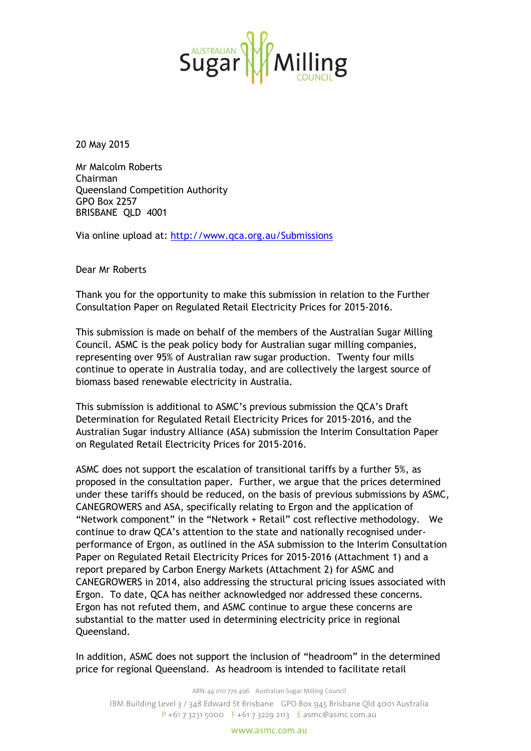20 May 2015

Mr Malcolm Roberts
Chairman
Queensland Competition Authority
GPO Box 2257
BRISBANE QLD 4001

Via online upload at: http://www.qca.org.au/Submissions

Dear Mr Roberts

Thank you for the opportunity to make this submission in relation to the Further Consultation Paper on Regulated Retail Electricity Prices for 2015-2016.

This submission is made on behalf of the members of the Australian Sugar Milling Council. ASMC is the peak policy body for Australian sugar milling companies, representing over 95% of Australian raw sugar production. Twenty four mills continue to operate in Australia today, and are collectively the largest source of biomass based renewable electricity in Australia.

This submission is additional to ASMC's previous submission the QCA's Draft Determination for Regulated Retail Electricity Prices for 2015-2016, and the Australian Sugar industry Alliance (ASA) submission the Interim Consultation Paper on Regulated Retail Electricity Prices for 2015-2016.

ASMC does not support the escalation of transitional tariffs by a further 5%, as proposed in the consultation paper. Further, we argue that the prices determined under these tariffs should be reduced, on the basis of previous submissions by ASMC, CANEGROWERS and ASA, specifically relating to Ergon and the application of "Network component" in the "Network + Retail" cost reflective methodology. We continue to draw QCA's attention to the state and nationally recognised under-performance of Ergon, as outlined in the ASA submission to the Interim Consultation Paper on Regulated Retail Electricity Prices for 2015-2016 (Attachment 1) and a report prepared by Carbon Energy Markets (Attachment 2) for ASMC and CANEGROWERS in 2014, also addressing the structural pricing issues associated with Ergon. To date, QCA has neither acknowledged nor addressed these concerns. Ergon has not refuted them, and ASMC continue to argue these concerns are substantial to the matter used in determining electricity price in regional Queensland.

In addition, ASMC does not support the inclusion of "headroom" in the determined price for regional Queensland. As headroom is intended to facilitate retail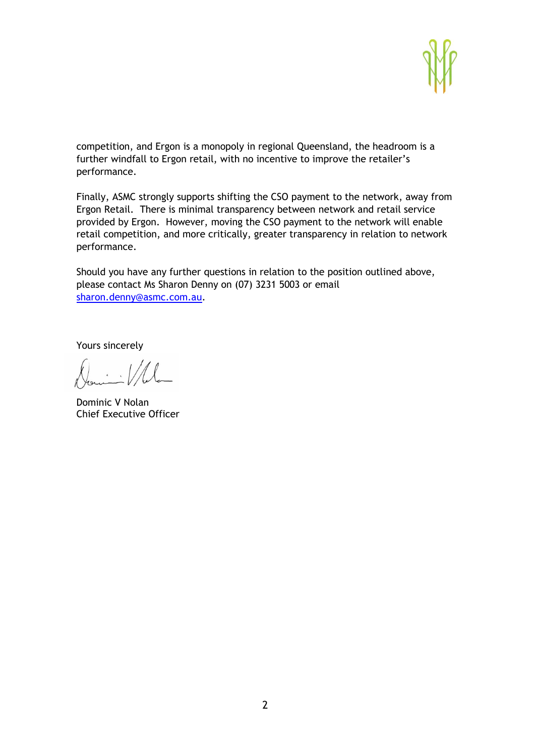competition, and Ergon is a monopoly in regional Queensland, the headroom is a further windfall to Ergon retail, with no incentive to improve the retailer's performance.

Finally, ASMC strongly supports shifting the CSO payment to the network, away from Ergon Retail. There is minimal transparency between network and retail service provided by Ergon. However, moving the CSO payment to the network will enable retail competition, and more critically, greater transparency in relation to network performance.

Should you have any further questions in relation to the position outlined above, please contact Ms Sharon Denny on (07) 3231 5003 or email sharon.denny@asmc.com.au.

Yours sincerely

Dominic V Nolan
Chief Executive Officer